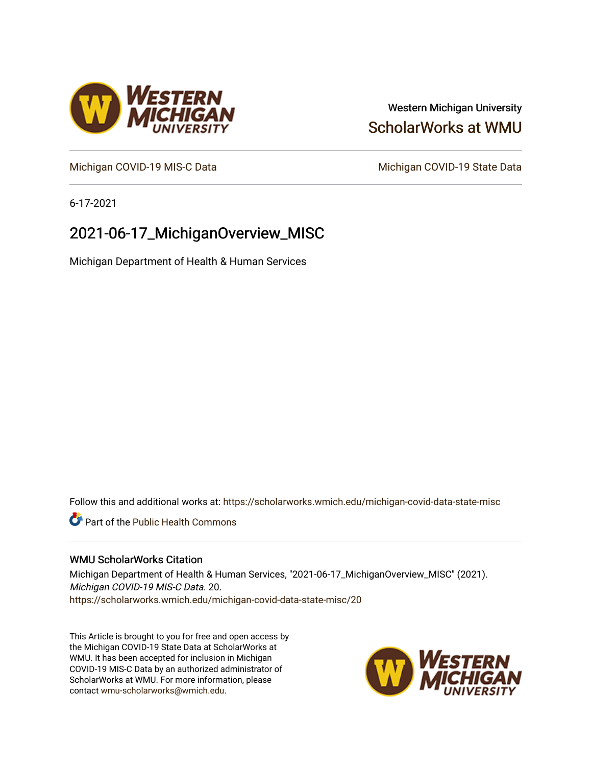Western Michigan University

ScholarWorks at WMU

Michigan COVID-19 MIS-C Data

Michigan COVID-19 State Data

6-17-2021

# 2021-06-17_MichiganOverview_MISC

Michigan Department of Health & Human Services

Follow this and additional works at: https://scholarworks.wmich.edu/michigan-covid-data-state-misc

Part of the Public Health Commons

## WMU ScholarWorks Citation

Michigan Department of Health & Human Services, "2021-06-17_MichiganOverview_MISC" (2021). *Michigan COVID-19 MIS-C Data*. 20.
https://scholarworks.wmich.edu/michigan-covid-data-state-misc/20

This Article is brought to you for free and open access by the Michigan COVID-19 State Data at ScholarWorks at WMU. It has been accepted for inclusion in Michigan COVID-19 MIS-C Data by an authorized administrator of ScholarWorks at WMU. For more information, please contact wmu-scholarworks@wmich.edu.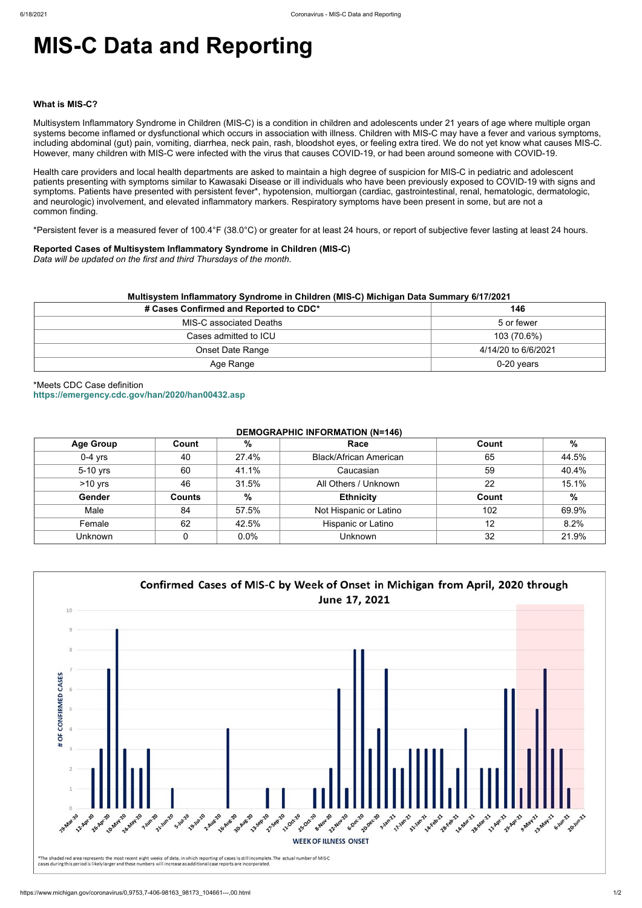# MIS-C Data and Reporting

**What is MIS-C?**

Multisystem Inflammatory Syndrome in Children (MIS-C) is a condition in children and adolescents under 21 years of age where multiple organ systems become inflamed or dysfunctional which occurs in association with illness. Children with MIS-C may have a fever and various symptoms, including abdominal (gut) pain, vomiting, diarrhea, neck pain, rash, bloodshot eyes, or feeling extra tired. We do not yet know what causes MIS-C. However, many children with MIS-C were infected with the virus that causes COVID-19, or had been around someone with COVID-19.

Health care providers and local health departments are asked to maintain a high degree of suspicion for MIS-C in pediatric and adolescent patients presenting with symptoms similar to Kawasaki Disease or ill individuals who have been previously exposed to COVID-19 with signs and symptoms. Patients have presented with persistent fever*, hypotension, multiorgan (cardiac, gastrointestinal, renal, hematologic, dermatologic, and neurologic) involvement, and elevated inflammatory markers. Respiratory symptoms have been present in some, but are not a common finding.

*Persistent fever is a measured fever of 100.4°F (38.0°C) or greater for at least 24 hours, or report of subjective fever lasting at least 24 hours.

**Reported Cases of Multisystem Inflammatory Syndrome in Children (MIS-C)**
*Data will be updated on the first and third Thursdays of the month.*

**Multisystem Inflammatory Syndrome in Children (MIS-C) Michigan Data Summary 6/17/2021**

| # Cases Confirmed and Reported to CDC* | 146 |
|---|---|
| MIS-C associated Deaths | 5 or fewer |
| Cases admitted to ICU | 103 (70.6%) |
| Onset Date Range | 4/14/20 to 6/6/2021 |
| Age Range | 0-20 years |

*Meets CDC Case definition
https://emergency.cdc.gov/han/2020/han00432.asp

**DEMOGRAPHIC INFORMATION (N=146)**

| Age Group | Count | % | Race | Count | % |
|---|---|---|---|---|---|
| 0-4 yrs | 40 | 27.4% | Black/African American | 65 | 44.5% |
| 5-10 yrs | 60 | 41.1% | Caucasian | 59 | 40.4% |
| >10 yrs | 46 | 31.5% | All Others / Unknown | 22 | 15.1% |
| **Gender** | **Counts** | **%** | **Ethnicity** | **Count** | **%** |
| Male | 84 | 57.5% | Not Hispanic or Latino | 102 | 69.9% |
| Female | 62 | 42.5% | Hispanic or Latino | 12 | 8.2% |
| Unknown | 0 | 0.0% | Unknown | 32 | 21.9% |

**Confirmed Cases of MIS-C by Week of Onset in Michigan from April, 2020 through June 17, 2021**

*The shaded red area represents the most recent eight weeks of data, in which reporting of cases is still incomplete. The actual number of MIS-C cases during this period is likely larger and these numbers will increase as additional case reports are incorporated.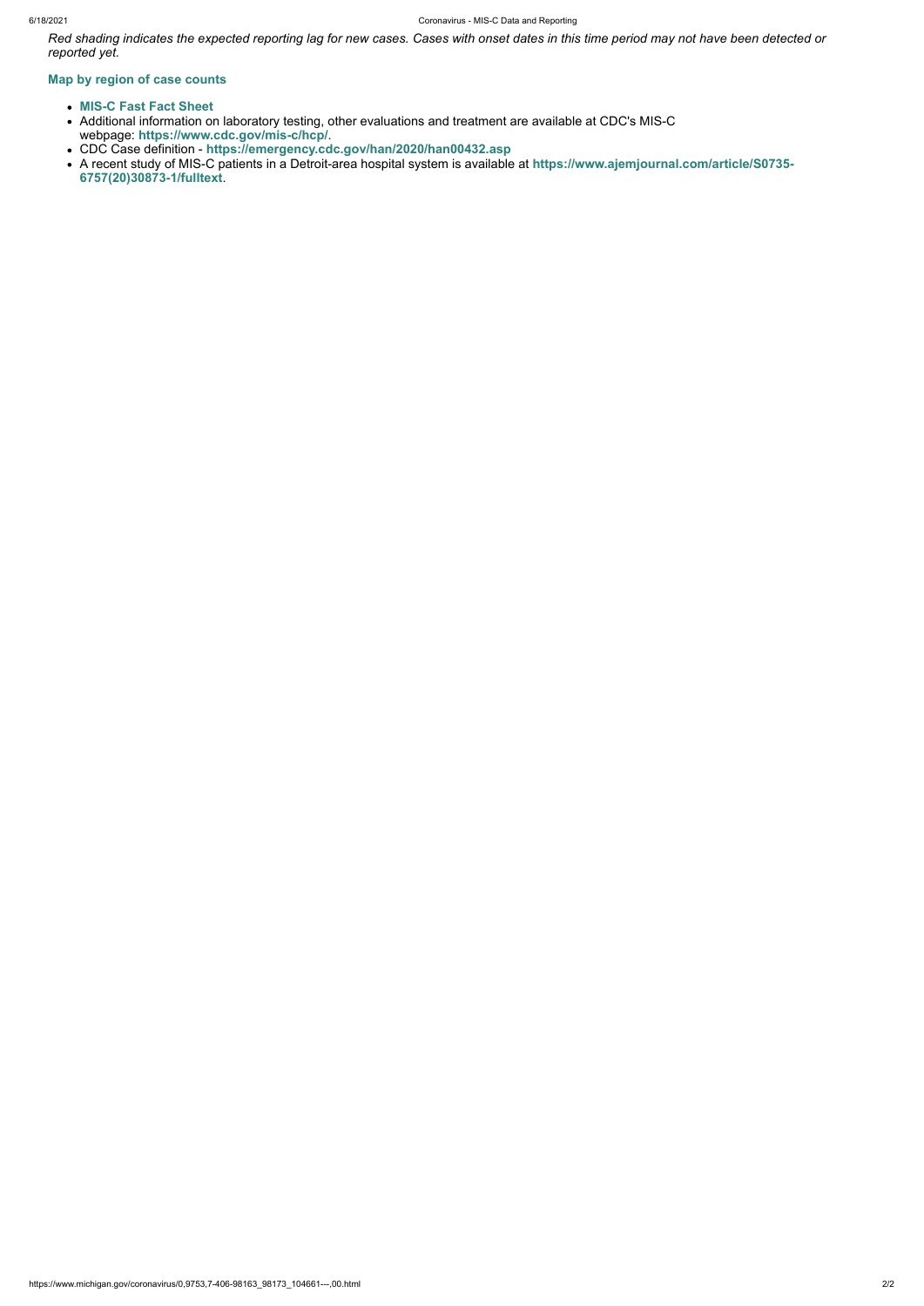*Red shading indicates the expected reporting lag for new cases. Cases with onset dates in this time period may not have been detected or reported yet.*

**Map by region of case counts**

- **MIS-C Fast Fact Sheet**
- Additional information on laboratory testing, other evaluations and treatment are available at CDC's MIS-C webpage: **https://www.cdc.gov/mis-c/hcp/**.
- CDC Case definition - **https://emergency.cdc.gov/han/2020/han00432.asp**
- A recent study of MIS-C patients in a Detroit-area hospital system is available at **https://www.ajemjournal.com/article/S0735-6757(20)30873-1/fulltext**.